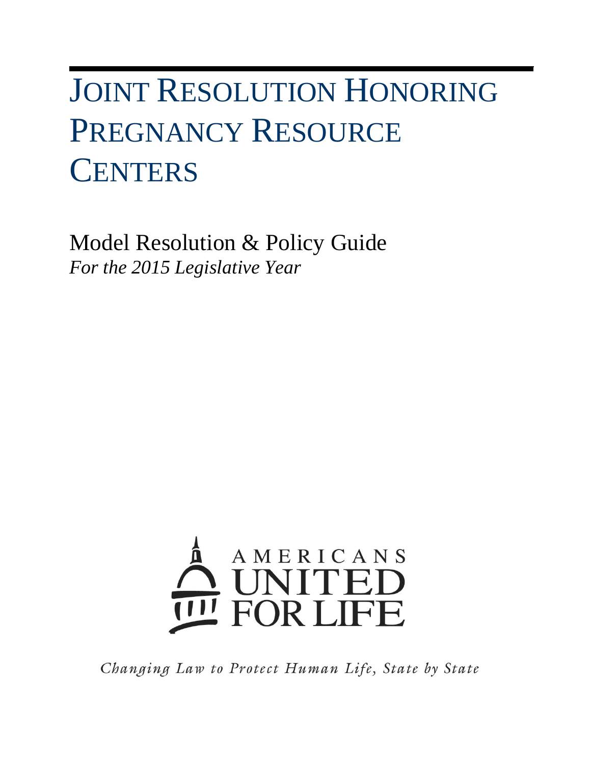# Joint Resolution Honoring Pregnancy Resource Centers

Model Resolution & Policy Guide

*For the 2015 Legislative Year*

AMERICANS UNITED FOR LIFE

*Changing Law to Protect Human Life, State by State*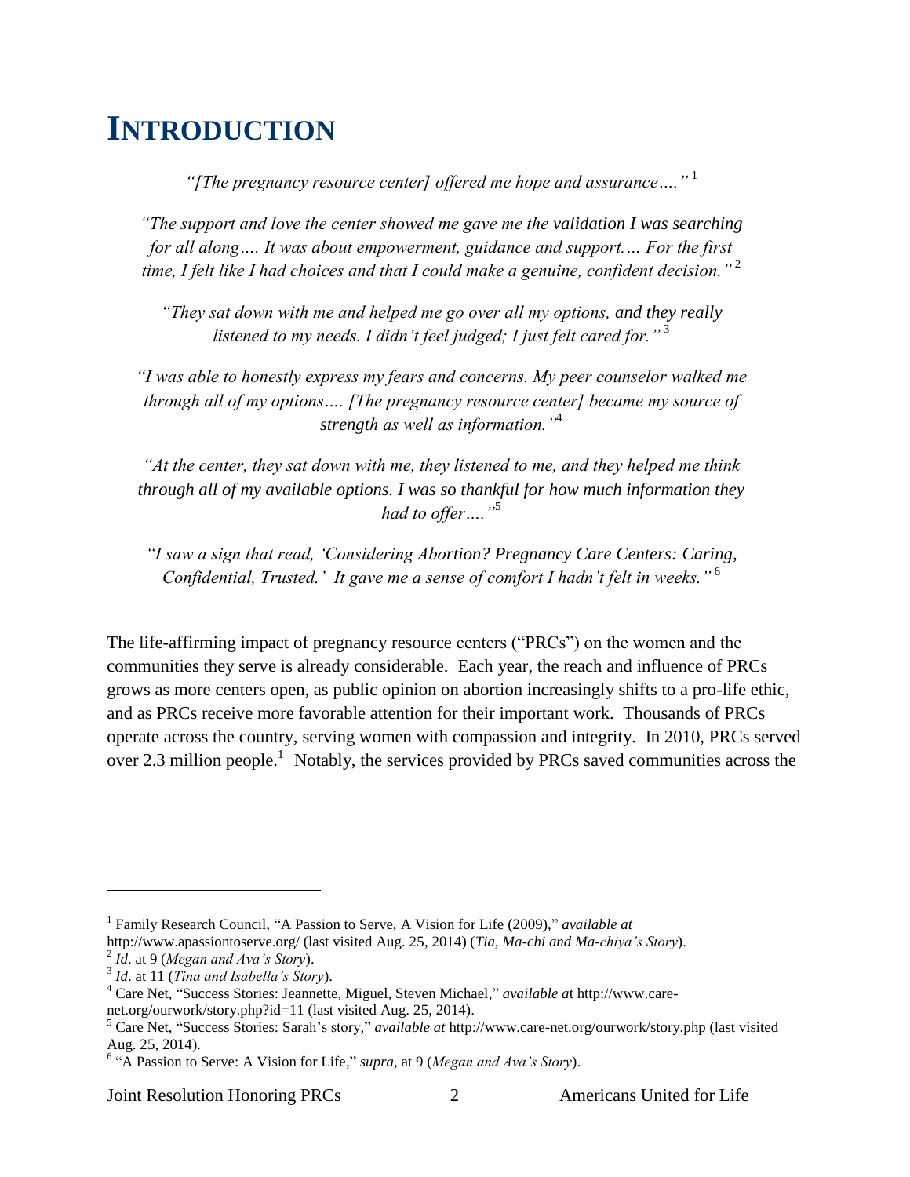# INTRODUCTION

*"[The pregnancy resource center] offered me hope and assurance…."* [1]

*"The support and love the center showed me gave me the validation I was searching for all along…. It was about empowerment, guidance and support…. For the first time, I felt like I had choices and that I could make a genuine, confident decision."* [2]

*"They sat down with me and helped me go over all my options, and they really listened to my needs. I didn't feel judged; I just felt cared for."* [3]

*"I was able to honestly express my fears and concerns. My peer counselor walked me through all of my options…. [The pregnancy resource center] became my source of strength as well as information."* [4]

*"At the center, they sat down with me, they listened to me, and they helped me think through all of my available options. I was so thankful for how much information they had to offer…."* [5]

*"I saw a sign that read, 'Considering Abortion? Pregnancy Care Centers: Caring, Confidential, Trusted.' It gave me a sense of comfort I hadn't felt in weeks."* [6]

The life-affirming impact of pregnancy resource centers ("PRCs") on the women and the communities they serve is already considerable. Each year, the reach and influence of PRCs grows as more centers open, as public opinion on abortion increasingly shifts to a pro-life ethic, and as PRCs receive more favorable attention for their important work. Thousands of PRCs operate across the country, serving women with compassion and integrity. In 2010, PRCs served over 2.3 million people.[1] Notably, the services provided by PRCs saved communities across the

---

[1] Family Research Council, "A Passion to Serve, A Vision for Life (2009)," *available at* http://www.apassiontoserve.org/ (last visited Aug. 25, 2014) (*Tia, Ma-chi and Ma-chiya's Story*).

[2] *Id*. at 9 (*Megan and Ava's Story*).

[3] *Id*. at 11 (*Tina and Isabella's Story*).

[4] Care Net, "Success Stories: Jeannette, Miguel, Steven Michael," *available a*t http://www.care-net.org/ourwork/story.php?id=11 (last visited Aug. 25, 2014).

[5] Care Net, "Success Stories: Sarah's story," *available at* http://www.care-net.org/ourwork/story.php (last visited Aug. 25, 2014).

[6] "A Passion to Serve: A Vision for Life," *supra*, at 9 (*Megan and Ava's Story*).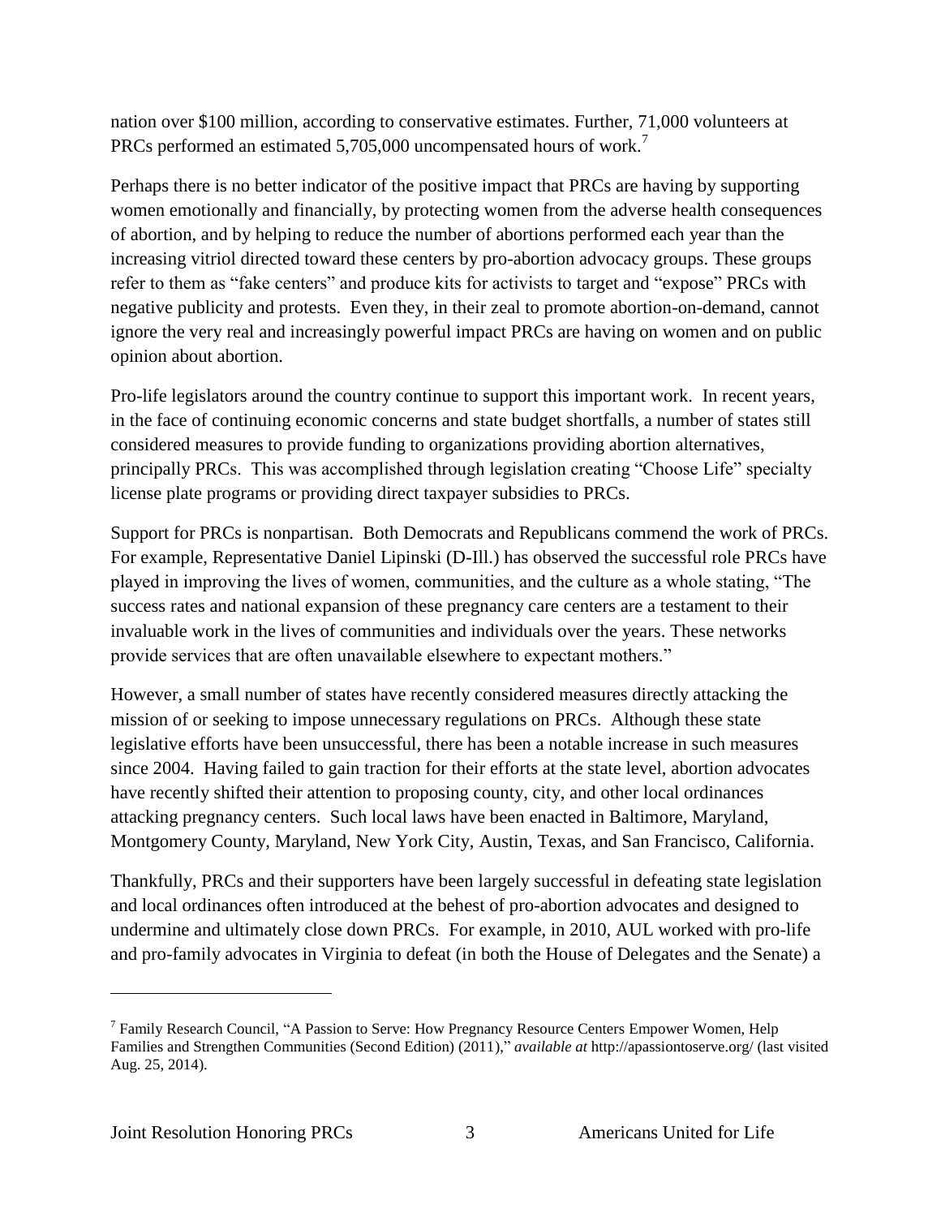nation over $100 million, according to conservative estimates. Further, 71,000 volunteers at PRCs performed an estimated 5,705,000 uncompensated hours of work.[7]

Perhaps there is no better indicator of the positive impact that PRCs are having by supporting women emotionally and financially, by protecting women from the adverse health consequences of abortion, and by helping to reduce the number of abortions performed each year than the increasing vitriol directed toward these centers by pro-abortion advocacy groups. These groups refer to them as "fake centers" and produce kits for activists to target and "expose" PRCs with negative publicity and protests. Even they, in their zeal to promote abortion-on-demand, cannot ignore the very real and increasingly powerful impact PRCs are having on women and on public opinion about abortion.

Pro-life legislators around the country continue to support this important work. In recent years, in the face of continuing economic concerns and state budget shortfalls, a number of states still considered measures to provide funding to organizations providing abortion alternatives, principally PRCs. This was accomplished through legislation creating "Choose Life" specialty license plate programs or providing direct taxpayer subsidies to PRCs.

Support for PRCs is nonpartisan. Both Democrats and Republicans commend the work of PRCs. For example, Representative Daniel Lipinski (D-Ill.) has observed the successful role PRCs have played in improving the lives of women, communities, and the culture as a whole stating, "The success rates and national expansion of these pregnancy care centers are a testament to their invaluable work in the lives of communities and individuals over the years. These networks provide services that are often unavailable elsewhere to expectant mothers."

However, a small number of states have recently considered measures directly attacking the mission of or seeking to impose unnecessary regulations on PRCs. Although these state legislative efforts have been unsuccessful, there has been a notable increase in such measures since 2004. Having failed to gain traction for their efforts at the state level, abortion advocates have recently shifted their attention to proposing county, city, and other local ordinances attacking pregnancy centers. Such local laws have been enacted in Baltimore, Maryland, Montgomery County, Maryland, New York City, Austin, Texas, and San Francisco, California.

Thankfully, PRCs and their supporters have been largely successful in defeating state legislation and local ordinances often introduced at the behest of pro-abortion advocates and designed to undermine and ultimately close down PRCs. For example, in 2010, AUL worked with pro-life and pro-family advocates in Virginia to defeat (in both the House of Delegates and the Senate) a

---

[7] Family Research Council, "A Passion to Serve: How Pregnancy Resource Centers Empower Women, Help Families and Strengthen Communities (Second Edition) (2011)," *available at* http://apassiontoserve.org/ (last visited Aug. 25, 2014).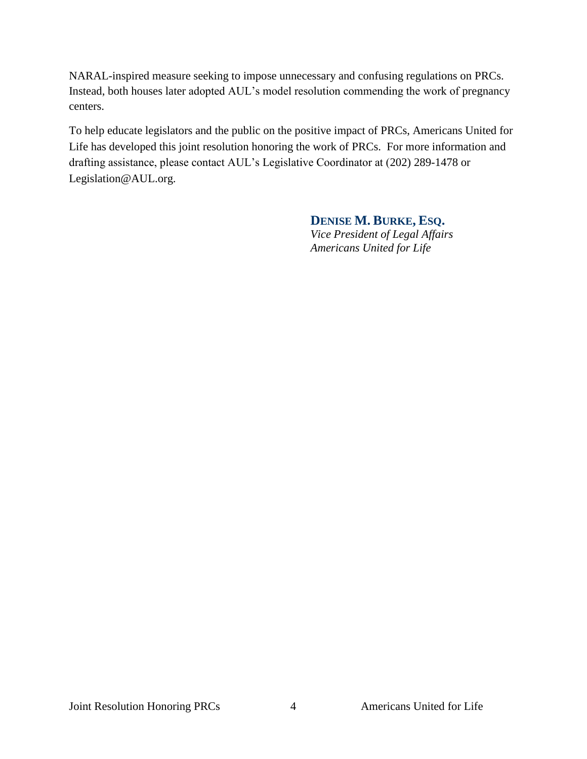NARAL-inspired measure seeking to impose unnecessary and confusing regulations on PRCs. Instead, both houses later adopted AUL's model resolution commending the work of pregnancy centers.

To help educate legislators and the public on the positive impact of PRCs, Americans United for Life has developed this joint resolution honoring the work of PRCs. For more information and drafting assistance, please contact AUL's Legislative Coordinator at (202) 289-1478 or Legislation@AUL.org.

**DENISE M. BURKE, ESQ.**
*Vice President of Legal Affairs*
*Americans United for Life*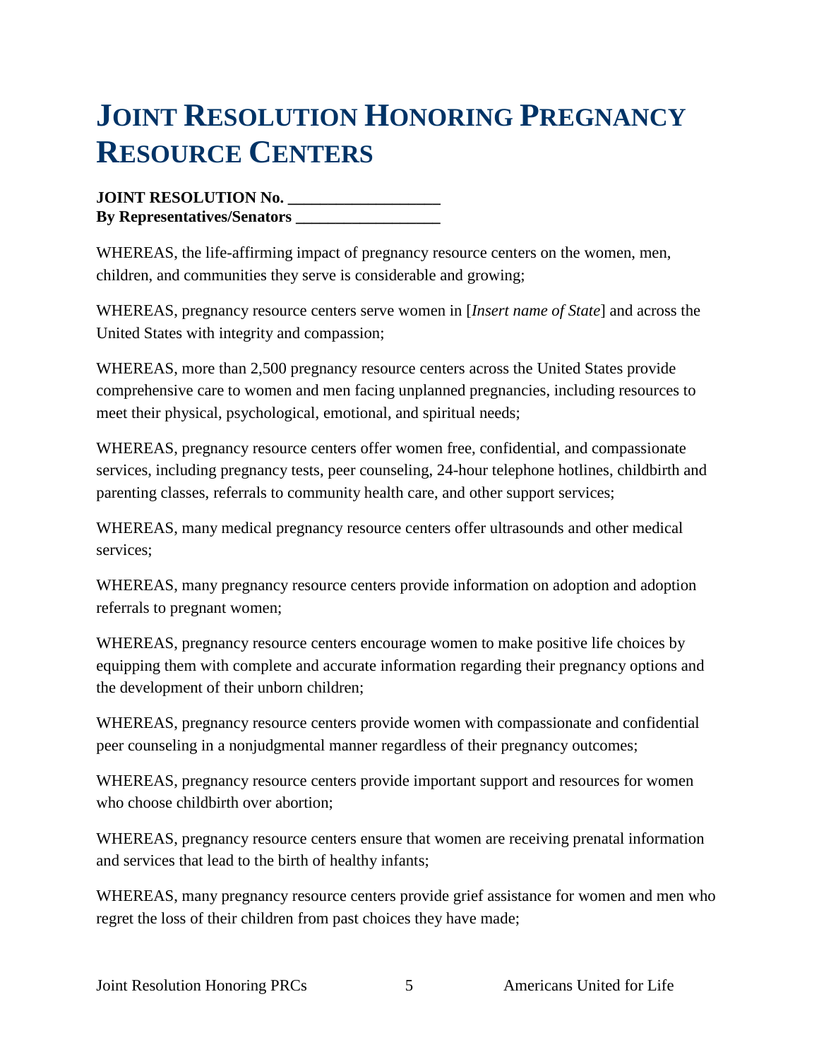# Joint Resolution Honoring Pregnancy Resource Centers

**JOINT RESOLUTION No. __________________**
**By Representatives/Senators __________________**

WHEREAS, the life-affirming impact of pregnancy resource centers on the women, men, children, and communities they serve is considerable and growing;

WHEREAS, pregnancy resource centers serve women in [*Insert name of State*] and across the United States with integrity and compassion;

WHEREAS, more than 2,500 pregnancy resource centers across the United States provide comprehensive care to women and men facing unplanned pregnancies, including resources to meet their physical, psychological, emotional, and spiritual needs;

WHEREAS, pregnancy resource centers offer women free, confidential, and compassionate services, including pregnancy tests, peer counseling, 24-hour telephone hotlines, childbirth and parenting classes, referrals to community health care, and other support services;

WHEREAS, many medical pregnancy resource centers offer ultrasounds and other medical services;

WHEREAS, many pregnancy resource centers provide information on adoption and adoption referrals to pregnant women;

WHEREAS, pregnancy resource centers encourage women to make positive life choices by equipping them with complete and accurate information regarding their pregnancy options and the development of their unborn children;

WHEREAS, pregnancy resource centers provide women with compassionate and confidential peer counseling in a nonjudgmental manner regardless of their pregnancy outcomes;

WHEREAS, pregnancy resource centers provide important support and resources for women who choose childbirth over abortion;

WHEREAS, pregnancy resource centers ensure that women are receiving prenatal information and services that lead to the birth of healthy infants;

WHEREAS, many pregnancy resource centers provide grief assistance for women and men who regret the loss of their children from past choices they have made;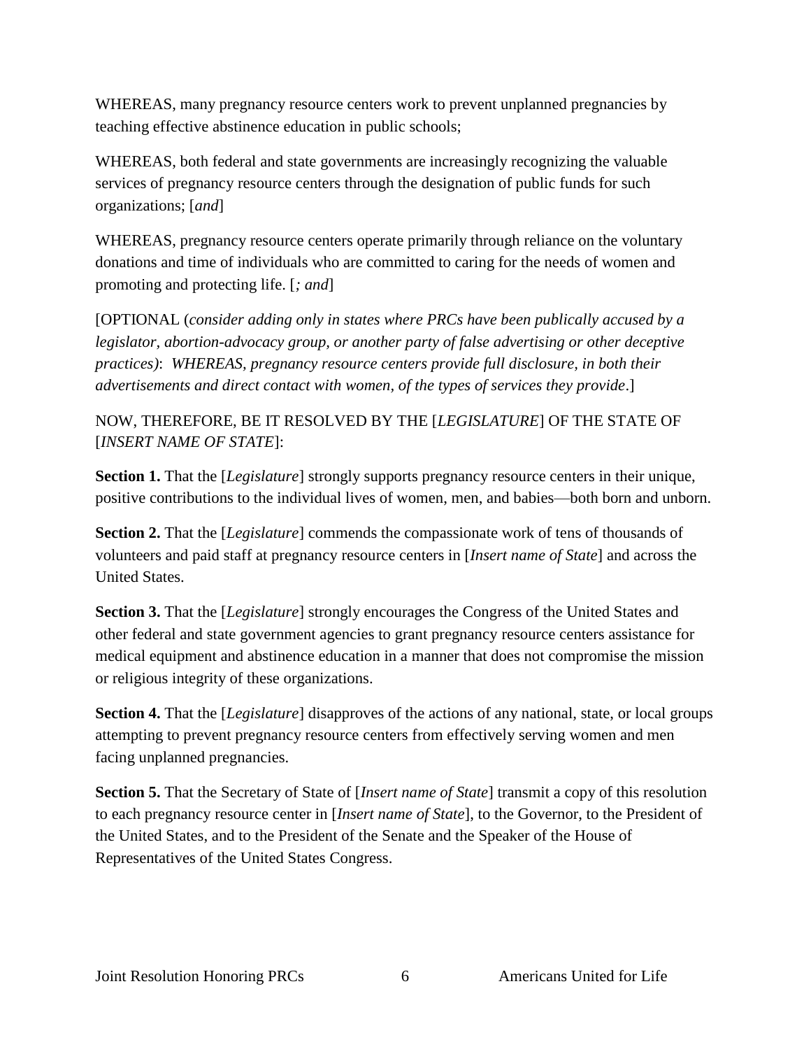WHEREAS, many pregnancy resource centers work to prevent unplanned pregnancies by teaching effective abstinence education in public schools;

WHEREAS, both federal and state governments are increasingly recognizing the valuable services of pregnancy resource centers through the designation of public funds for such organizations; [*and*]

WHEREAS, pregnancy resource centers operate primarily through reliance on the voluntary donations and time of individuals who are committed to caring for the needs of women and promoting and protecting life. [*; and*]

[OPTIONAL (*consider adding only in states where PRCs have been publically accused by a legislator, abortion-advocacy group, or another party of false advertising or other deceptive practices)*: *WHEREAS, pregnancy resource centers provide full disclosure, in both their advertisements and direct contact with women, of the types of services they provide*.]

NOW, THEREFORE, BE IT RESOLVED BY THE [*LEGISLATURE*] OF THE STATE OF [*INSERT NAME OF STATE*]:

**Section 1.** That the [*Legislature*] strongly supports pregnancy resource centers in their unique, positive contributions to the individual lives of women, men, and babies—both born and unborn.

**Section 2.** That the [*Legislature*] commends the compassionate work of tens of thousands of volunteers and paid staff at pregnancy resource centers in [*Insert name of State*] and across the United States.

**Section 3.** That the [*Legislature*] strongly encourages the Congress of the United States and other federal and state government agencies to grant pregnancy resource centers assistance for medical equipment and abstinence education in a manner that does not compromise the mission or religious integrity of these organizations.

**Section 4.** That the [*Legislature*] disapproves of the actions of any national, state, or local groups attempting to prevent pregnancy resource centers from effectively serving women and men facing unplanned pregnancies.

**Section 5.** That the Secretary of State of [*Insert name of State*] transmit a copy of this resolution to each pregnancy resource center in [*Insert name of State*], to the Governor, to the President of the United States, and to the President of the Senate and the Speaker of the House of Representatives of the United States Congress.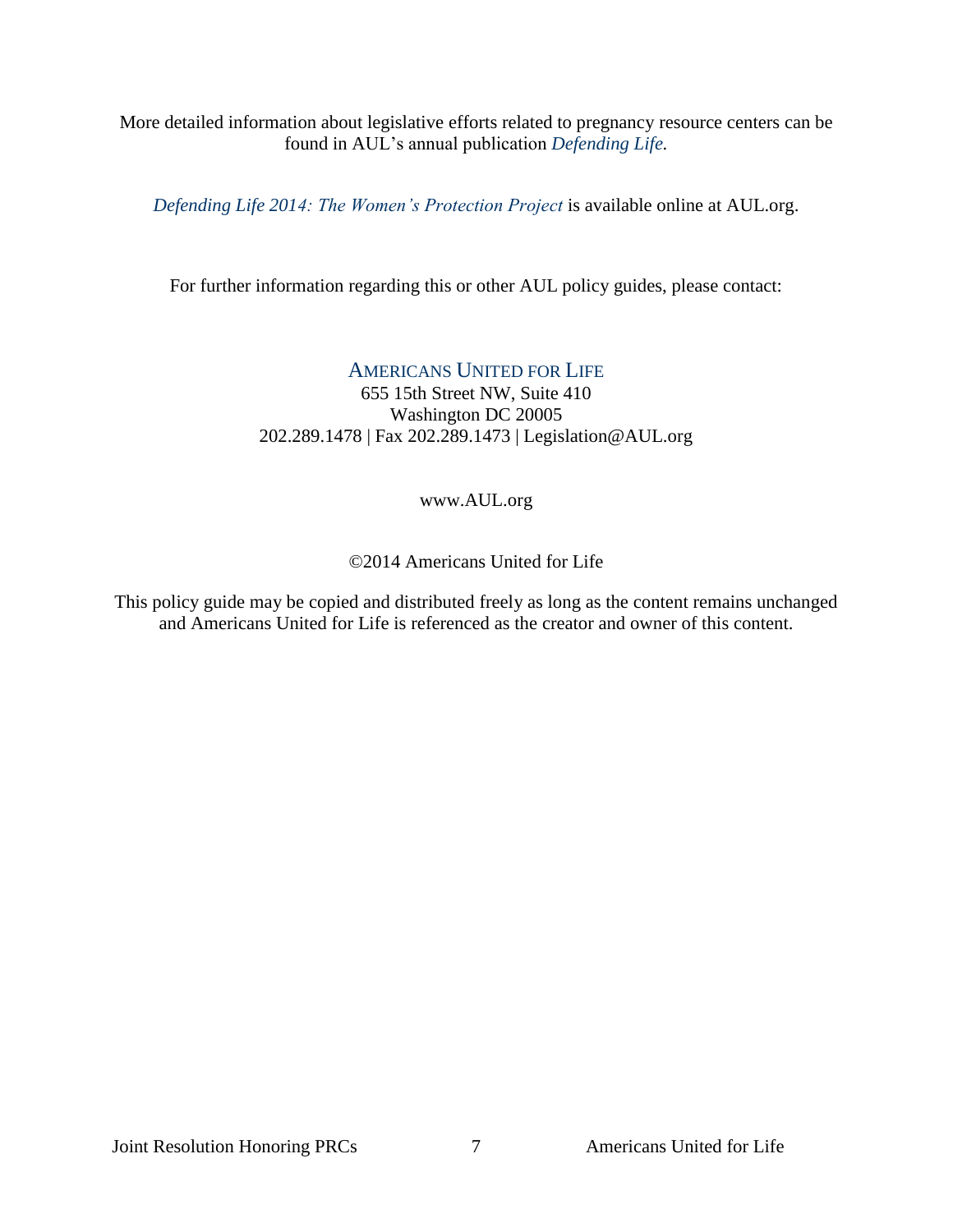More detailed information about legislative efforts related to pregnancy resource centers can be found in AUL's annual publication *Defending Life*.

*Defending Life 2014: The Women's Protection Project* is available online at AUL.org.

For further information regarding this or other AUL policy guides, please contact:

AMERICANS UNITED FOR LIFE
655 15th Street NW, Suite 410
Washington DC 20005
202.289.1478 | Fax 202.289.1473 | Legislation@AUL.org

www.AUL.org

©2014 Americans United for Life

This policy guide may be copied and distributed freely as long as the content remains unchanged and Americans United for Life is referenced as the creator and owner of this content.